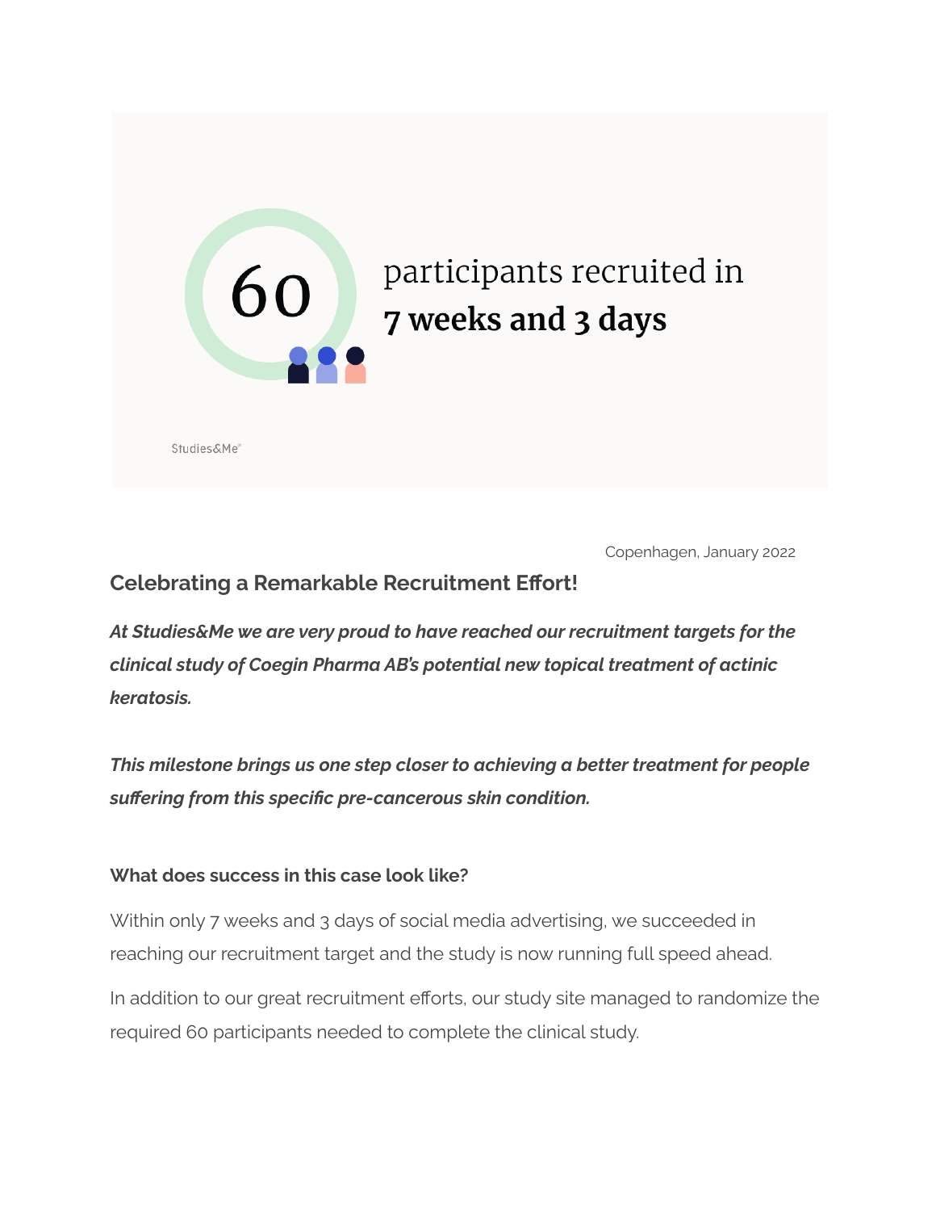60 participants recruited in **7 weeks and 3 days**

Studies&Me

Copenhagen, January 2022

## Celebrating a Remarkable Recruitment Effort!

***At Studies&Me we are very proud to have reached our recruitment targets for the clinical study of Coegin Pharma AB's potential new topical treatment of actinic keratosis.***

***This milestone brings us one step closer to achieving a better treatment for people suffering from this specific pre-cancerous skin condition.***

### What does success in this case look like?

Within only 7 weeks and 3 days of social media advertising, we succeeded in reaching our recruitment target and the study is now running full speed ahead.

In addition to our great recruitment efforts, our study site managed to randomize the required 60 participants needed to complete the clinical study.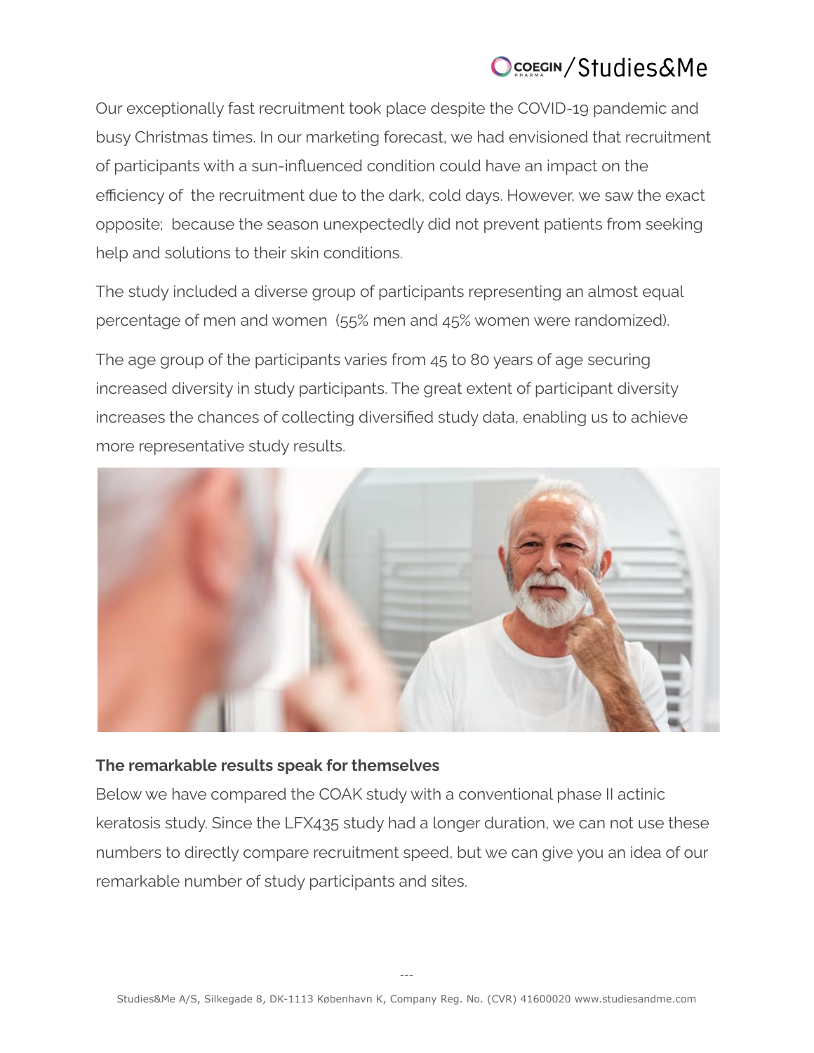Our exceptionally fast recruitment took place despite the COVID-19 pandemic and busy Christmas times. In our marketing forecast, we had envisioned that recruitment of participants with a sun-influenced condition could have an impact on the efficiency of  the recruitment due to the dark, cold days. However, we saw the exact opposite;  because the season unexpectedly did not prevent patients from seeking help and solutions to their skin conditions.

The study included a diverse group of participants representing an almost equal percentage of men and women  (55% men and 45% women were randomized).

The age group of the participants varies from 45 to 80 years of age securing increased diversity in study participants. The great extent of participant diversity increases the chances of collecting diversified study data, enabling us to achieve more representative study results.

**The remarkable results speak for themselves**

Below we have compared the COAK study with a conventional phase II actinic keratosis study. Since the LFX435 study had a longer duration, we can not use these numbers to directly compare recruitment speed, but we can give you an idea of our remarkable number of study participants and sites.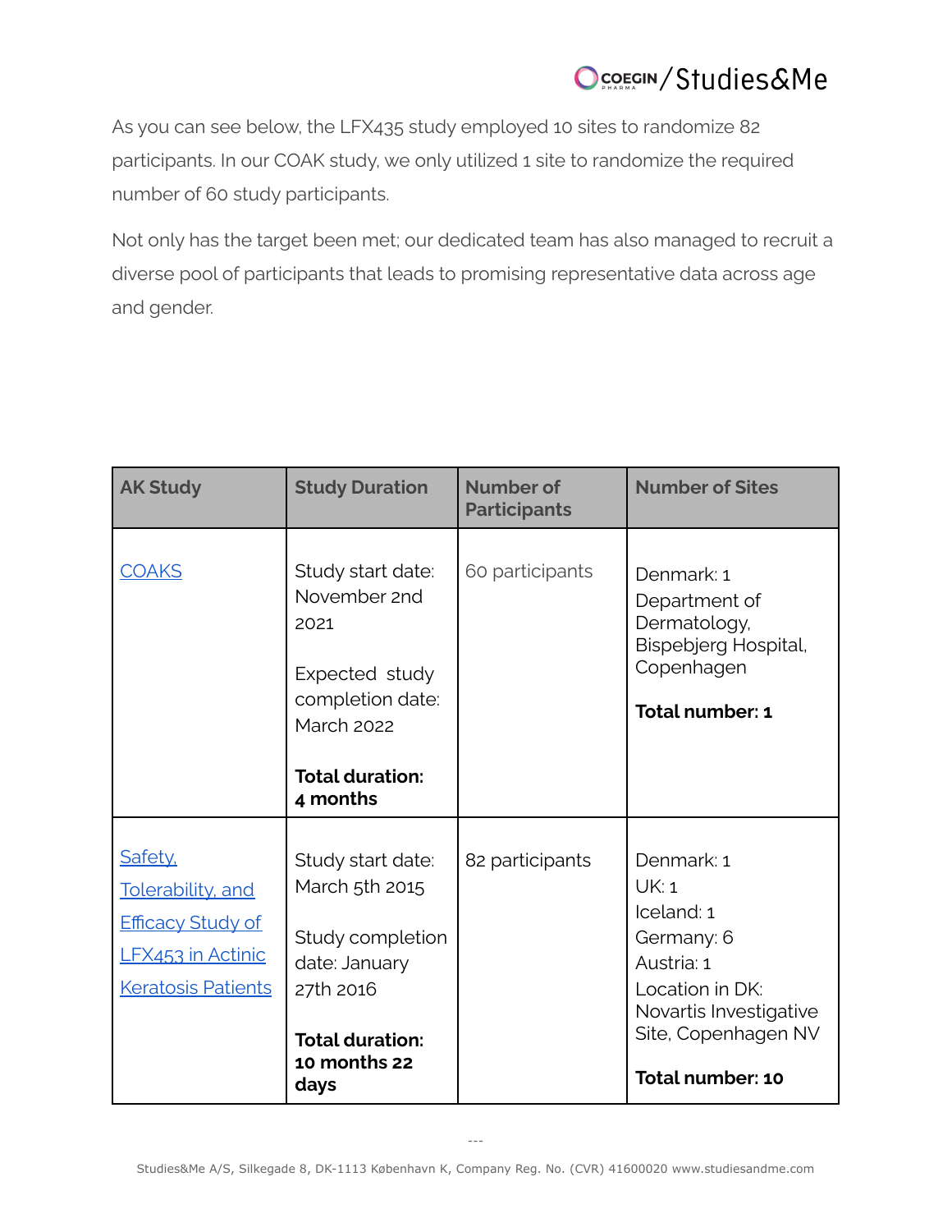As you can see below, the LFX435 study employed 10 sites to randomize 82 participants. In our COAK study, we only utilized 1 site to randomize the required number of 60 study participants.

Not only has the target been met; our dedicated team has also managed to recruit a diverse pool of participants that leads to promising representative data across age and gender.

| AK Study | Study Duration | Number of Participants | Number of Sites |
| --- | --- | --- | --- |
| COAKS | Study start date: November 2nd 2021<br><br>Expected study completion date: March 2022<br><br>**Total duration: 4 months** | 60 participants | Denmark: 1<br>Department of Dermatology, Bispebjerg Hospital, Copenhagen<br><br>**Total number: 1** |
| Safety, Tolerability, and Efficacy Study of LFX453 in Actinic Keratosis Patients | Study start date: March 5th 2015<br><br>Study completion date: January 27th 2016<br><br>**Total duration: 10 months 22 days** | 82 participants | Denmark: 1<br>UK: 1<br>Iceland: 1<br>Germany: 6<br>Austria: 1<br>Location in DK: Novartis Investigative Site, Copenhagen NV<br><br>**Total number: 10** |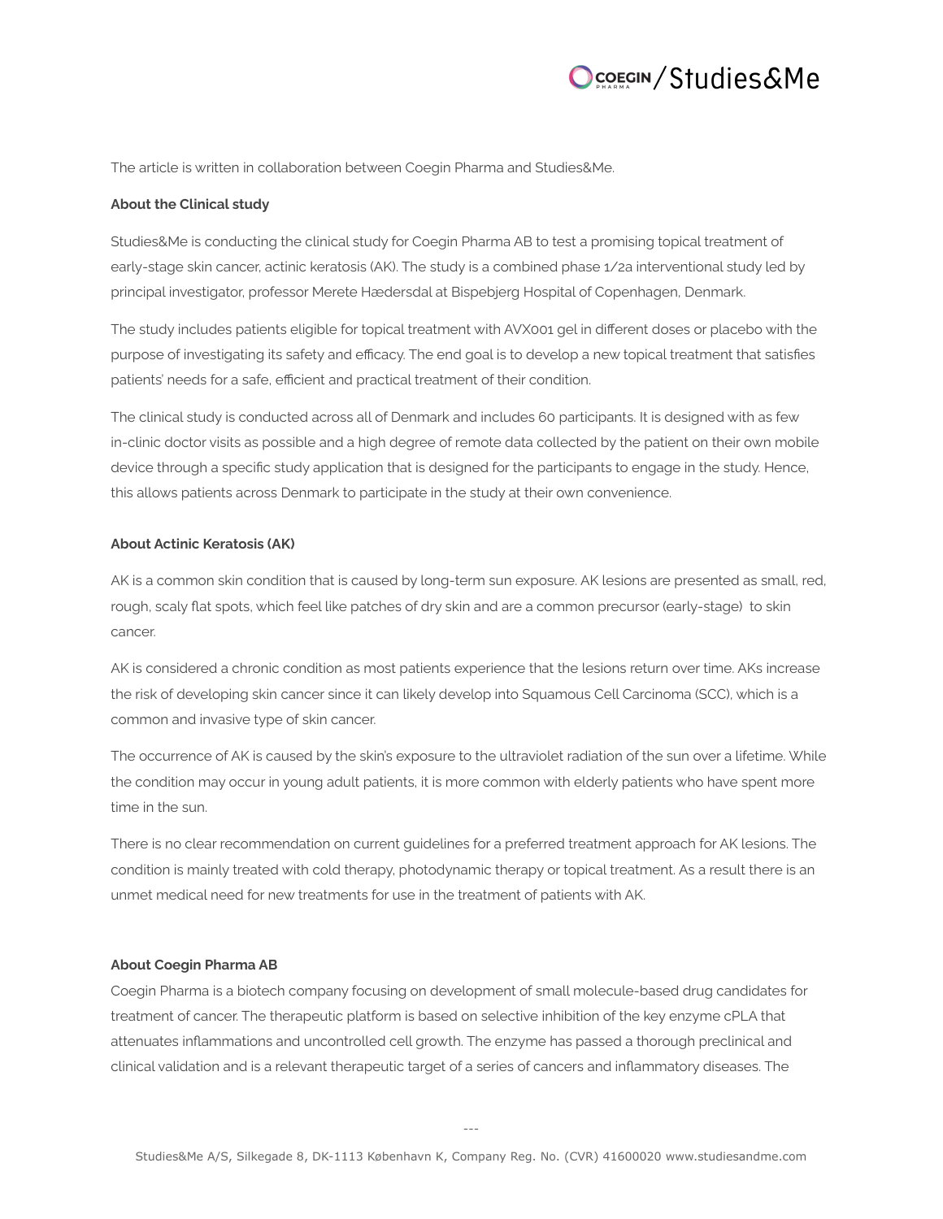The article is written in collaboration between Coegin Pharma and Studies&Me.

**About the Clinical study**

Studies&Me is conducting the clinical study for Coegin Pharma AB to test a promising topical treatment of early-stage skin cancer, actinic keratosis (AK). The study is a combined phase 1/2a interventional study led by principal investigator, professor Merete Hædersdal at Bispebjerg Hospital of Copenhagen, Denmark.

The study includes patients eligible for topical treatment with AVX001 gel in different doses or placebo with the purpose of investigating its safety and efficacy. The end goal is to develop a new topical treatment that satisfies patients' needs for a safe, efficient and practical treatment of their condition.

The clinical study is conducted across all of Denmark and includes 60 participants. It is designed with as few in-clinic doctor visits as possible and a high degree of remote data collected by the patient on their own mobile device through a specific study application that is designed for the participants to engage in the study. Hence, this allows patients across Denmark to participate in the study at their own convenience.

**About Actinic Keratosis (AK)**

AK is a common skin condition that is caused by long-term sun exposure. AK lesions are presented as small, red, rough, scaly flat spots, which feel like patches of dry skin and are a common precursor (early-stage) to skin cancer.

AK is considered a chronic condition as most patients experience that the lesions return over time. AKs increase the risk of developing skin cancer since it can likely develop into Squamous Cell Carcinoma (SCC), which is a common and invasive type of skin cancer.

The occurrence of AK is caused by the skin's exposure to the ultraviolet radiation of the sun over a lifetime. While the condition may occur in young adult patients, it is more common with elderly patients who have spent more time in the sun.

There is no clear recommendation on current guidelines for a preferred treatment approach for AK lesions. The condition is mainly treated with cold therapy, photodynamic therapy or topical treatment. As a result there is an unmet medical need for new treatments for use in the treatment of patients with AK.

**About Coegin Pharma AB**

Coegin Pharma is a biotech company focusing on development of small molecule-based drug candidates for treatment of cancer. The therapeutic platform is based on selective inhibition of the key enzyme cPLA that attenuates inflammations and uncontrolled cell growth. The enzyme has passed a thorough preclinical and clinical validation and is a relevant therapeutic target of a series of cancers and inflammatory diseases. The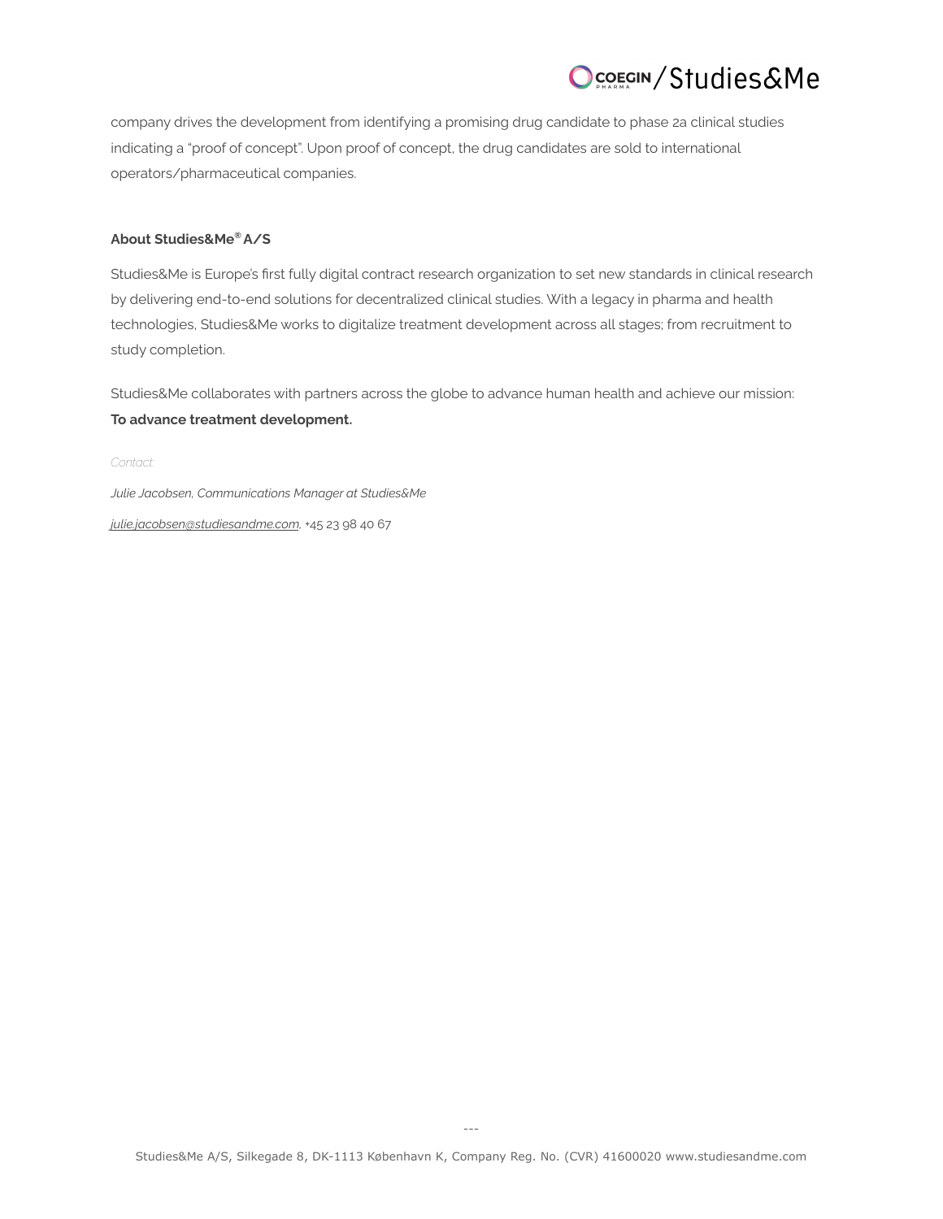company drives the development from identifying a promising drug candidate to phase 2a clinical studies indicating a "proof of concept". Upon proof of concept, the drug candidates are sold to international operators/pharmaceutical companies.

### About Studies&Me® A/S

Studies&Me is Europe's first fully digital contract research organization to set new standards in clinical research by delivering end-to-end solutions for decentralized clinical studies. With a legacy in pharma and health technologies, Studies&Me works to digitalize treatment development across all stages; from recruitment to study completion.

Studies&Me collaborates with partners across the globe to advance human health and achieve our mission: **To advance treatment development.**

*Contact:*

*Julie Jacobsen, Communications Manager at Studies&Me*

*julie.jacobsen@studiesandme.com*, +45 23 98 40 67

---

Studies&Me A/S, Silkegade 8, DK-1113 København K, Company Reg. No. (CVR) 41600020 www.studiesandme.com